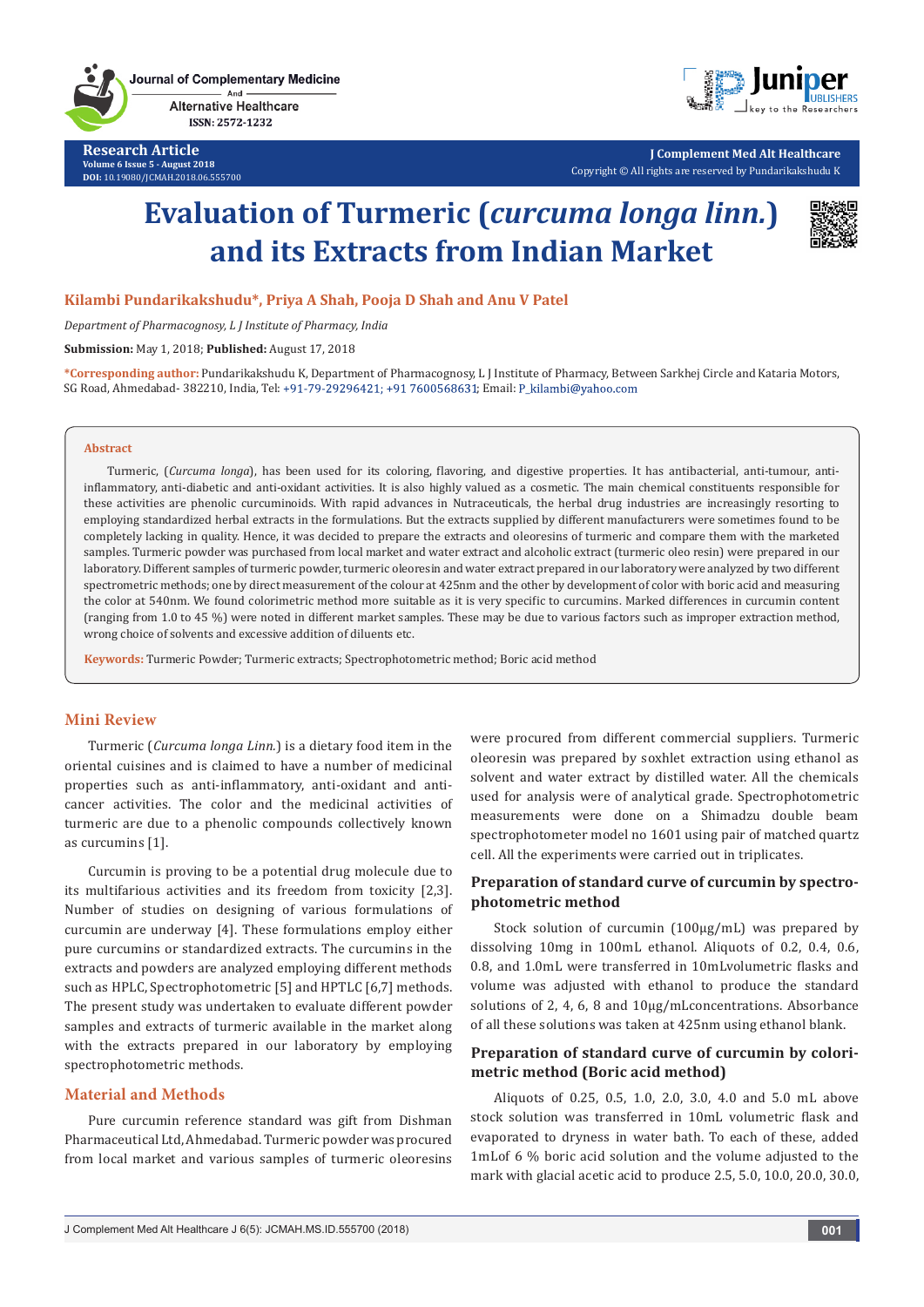Research Article

Volume 6 Issue 5 - August 2018

DOI: 10.19080/JCMAH.2018.06.555700

# Evaluation of Turmeric (*curcuma longa linn.*) and its Extracts from Indian Market

**Kilambi Pundarikakshudu\*, Priya A Shah, Pooja D Shah and Anu V Patel**

*Department of Pharmacognosy, L J Institute of Pharmacy, India*

**Submission:** May 1, 2018; **Published:** August 17, 2018

**\*Corresponding author:** Pundarikakshudu K, Department of Pharmacognosy, L J Institute of Pharmacy, Between Sarkhej Circle and Kataria Motors, SG Road, Ahmedabad- 382210, India, Tel: +91-79-29296421; +91 7600568631; Email: P_kilambi@yahoo.com

## Abstract

Turmeric, (*Curcuma longa*), has been used for its coloring, flavoring, and digestive properties. It has antibacterial, anti-tumour, anti-inflammatory, anti-diabetic and anti-oxidant activities. It is also highly valued as a cosmetic. The main chemical constituents responsible for these activities are phenolic curcuminoids. With rapid advances in Nutraceuticals, the herbal drug industries are increasingly resorting to employing standardized herbal extracts in the formulations. But the extracts supplied by different manufacturers were sometimes found to be completely lacking in quality. Hence, it was decided to prepare the extracts and oleoresins of turmeric and compare them with the marketed samples. Turmeric powder was purchased from local market and water extract and alcoholic extract (turmeric oleo resin) were prepared in our laboratory. Different samples of turmeric powder, turmeric oleoresin and water extract prepared in our laboratory were analyzed by two different spectrometric methods; one by direct measurement of the colour at 425nm and the other by development of color with boric acid and measuring the color at 540nm. We found colorimetric method more suitable as it is very specific to curcumins. Marked differences in curcumin content (ranging from 1.0 to 45 %) were noted in different market samples. These may be due to various factors such as improper extraction method, wrong choice of solvents and excessive addition of diluents etc.

**Keywords:** Turmeric Powder; Turmeric extracts; Spectrophotometric method; Boric acid method

## Mini Review

Turmeric (*Curcuma longa Linn.*) is a dietary food item in the oriental cuisines and is claimed to have a number of medicinal properties such as anti-inflammatory, anti-oxidant and anti-cancer activities. The color and the medicinal activities of turmeric are due to a phenolic compounds collectively known as curcumins [1].

Curcumin is proving to be a potential drug molecule due to its multifarious activities and its freedom from toxicity [2,3]. Number of studies on designing of various formulations of curcumin are underway [4]. These formulations employ either pure curcumins or standardized extracts. The curcumins in the extracts and powders are analyzed employing different methods such as HPLC, Spectrophotometric [5] and HPTLC [6,7] methods. The present study was undertaken to evaluate different powder samples and extracts of turmeric available in the market along with the extracts prepared in our laboratory by employing spectrophotometric methods.

## Material and Methods

Pure curcumin reference standard was gift from Dishman Pharmaceutical Ltd, Ahmedabad. Turmeric powder was procured from local market and various samples of turmeric oleoresins were procured from different commercial suppliers. Turmeric oleoresin was prepared by soxhlet extraction using ethanol as solvent and water extract by distilled water. All the chemicals used for analysis were of analytical grade. Spectrophotometric measurements were done on a Shimadzu double beam spectrophotometer model no 1601 using pair of matched quartz cell. All the experiments were carried out in triplicates.

### Preparation of standard curve of curcumin by spectrophotometric method

Stock solution of curcumin (100µg/mL) was prepared by dissolving 10mg in 100mL ethanol. Aliquots of 0.2, 0.4, 0.6, 0.8, and 1.0mL were transferred in 10mLvolumetric flasks and volume was adjusted with ethanol to produce the standard solutions of 2, 4, 6, 8 and 10µg/mLconcentrations. Absorbance of all these solutions was taken at 425nm using ethanol blank.

### Preparation of standard curve of curcumin by colorimetric method (Boric acid method)

Aliquots of 0.25, 0.5, 1.0, 2.0, 3.0, 4.0 and 5.0 mL above stock solution was transferred in 10mL volumetric flask and evaporated to dryness in water bath. To each of these, added 1mLof 6 % boric acid solution and the volume adjusted to the mark with glacial acetic acid to produce 2.5, 5.0, 10.0, 20.0, 30.0,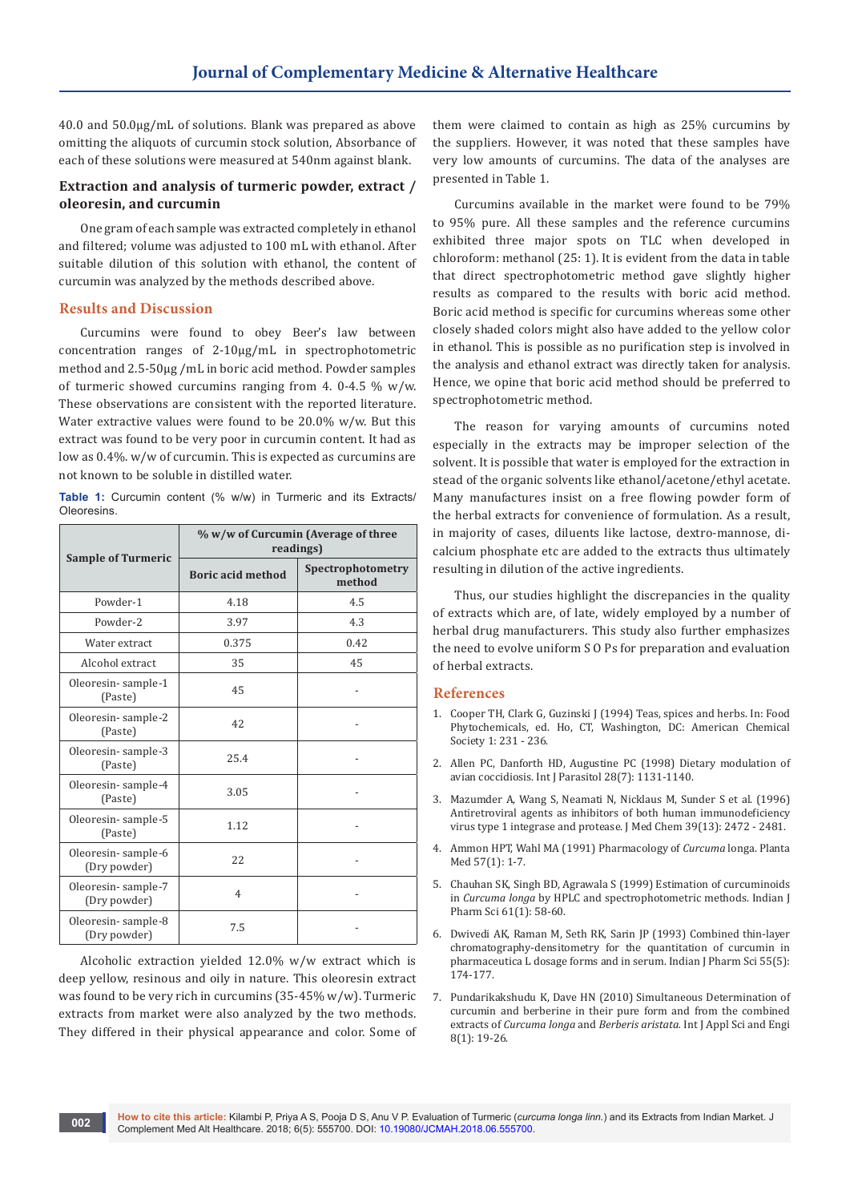40.0 and 50.0μg/mL of solutions. Blank was prepared as above omitting the aliquots of curcumin stock solution, Absorbance of each of these solutions were measured at 540nm against blank.

### Extraction and analysis of turmeric powder, extract / oleoresin, and curcumin

One gram of each sample was extracted completely in ethanol and filtered; volume was adjusted to 100 mL with ethanol. After suitable dilution of this solution with ethanol, the content of curcumin was analyzed by the methods described above.

## Results and Discussion

Curcumins were found to obey Beer's law between concentration ranges of 2-10μg/mL in spectrophotometric method and 2.5-50μg /mL in boric acid method. Powder samples of turmeric showed curcumins ranging from 4. 0-4.5 % w/w. These observations are consistent with the reported literature. Water extractive values were found to be 20.0% w/w. But this extract was found to be very poor in curcumin content. It had as low as 0.4%. w/w of curcumin. This is expected as curcumins are not known to be soluble in distilled water.

**Table 1:** Curcumin content (% w/w) in Turmeric and its Extracts/ Oleoresins.

| Sample of Turmeric | % w/w of Curcumin (Average of three readings) | |
|---|---|---|
| | Boric acid method | Spectrophotometry method |
| Powder-1 | 4.18 | 4.5 |
| Powder-2 | 3.97 | 4.3 |
| Water extract | 0.375 | 0.42 |
| Alcohol extract | 35 | 45 |
| Oleoresin- sample-1 (Paste) | 45 | - |
| Oleoresin- sample-2 (Paste) | 42 | - |
| Oleoresin- sample-3 (Paste) | 25.4 | - |
| Oleoresin- sample-4 (Paste) | 3.05 | - |
| Oleoresin- sample-5 (Paste) | 1.12 | - |
| Oleoresin- sample-6 (Dry powder) | 22 | - |
| Oleoresin- sample-7 (Dry powder) | 4 | - |
| Oleoresin- sample-8 (Dry powder) | 7.5 | - |

Alcoholic extraction yielded 12.0% w/w extract which is deep yellow, resinous and oily in nature. This oleoresin extract was found to be very rich in curcumins (35-45% w/w). Turmeric extracts from market were also analyzed by the two methods. They differed in their physical appearance and color. Some of them were claimed to contain as high as 25% curcumins by the suppliers. However, it was noted that these samples have very low amounts of curcumins. The data of the analyses are presented in Table 1.

Curcumins available in the market were found to be 79% to 95% pure. All these samples and the reference curcumins exhibited three major spots on TLC when developed in chloroform: methanol (25: 1). It is evident from the data in table that direct spectrophotometric method gave slightly higher results as compared to the results with boric acid method. Boric acid method is specific for curcumins whereas some other closely shaded colors might also have added to the yellow color in ethanol. This is possible as no purification step is involved in the analysis and ethanol extract was directly taken for analysis. Hence, we opine that boric acid method should be preferred to spectrophotometric method.

The reason for varying amounts of curcumins noted especially in the extracts may be improper selection of the solvent. It is possible that water is employed for the extraction in stead of the organic solvents like ethanol/acetone/ethyl acetate. Many manufactures insist on a free flowing powder form of the herbal extracts for convenience of formulation. As a result, in majority of cases, diluents like lactose, dextro-mannose, di-calcium phosphate etc are added to the extracts thus ultimately resulting in dilution of the active ingredients.

Thus, our studies highlight the discrepancies in the quality of extracts which are, of late, widely employed by a number of herbal drug manufacturers. This study also further emphasizes the need to evolve uniform S O Ps for preparation and evaluation of herbal extracts.

## References

1. Cooper TH, Clark G, Guzinski J (1994) Teas, spices and herbs. In: Food Phytochemicals, ed. Ho, CT, Washington, DC: American Chemical Society 1: 231 - 236.
2. Allen PC, Danforth HD, Augustine PC (1998) Dietary modulation of avian coccidiosis. Int J Parasitol 28(7): 1131-1140.
3. Mazumder A, Wang S, Neamati N, Nicklaus M, Sunder S et al. (1996) Antiretroviral agents as inhibitors of both human immunodeficiency virus type 1 integrase and protease. J Med Chem 39(13): 2472 - 2481.
4. Ammon HPT, Wahl MA (1991) Pharmacology of *Curcuma* longa. Planta Med 57(1): 1-7.
5. Chauhan SK, Singh BD, Agrawala S (1999) Estimation of curcuminoids in *Curcuma longa* by HPLC and spectrophotometric methods. Indian J Pharm Sci 61(1): 58-60.
6. Dwivedi AK, Raman M, Seth RK, Sarin JP (1993) Combined thin-layer chromatography-densitometry for the quantitation of curcumin in pharmaceutica L dosage forms and in serum. Indian J Pharm Sci 55(5): 174-177.
7. Pundarikakshudu K, Dave HN (2010) Simultaneous Determination of curcumin and berberine in their pure form and from the combined extracts of *Curcuma longa* and *Berberis aristata.* Int J Appl Sci and Engi 8(1): 19-26.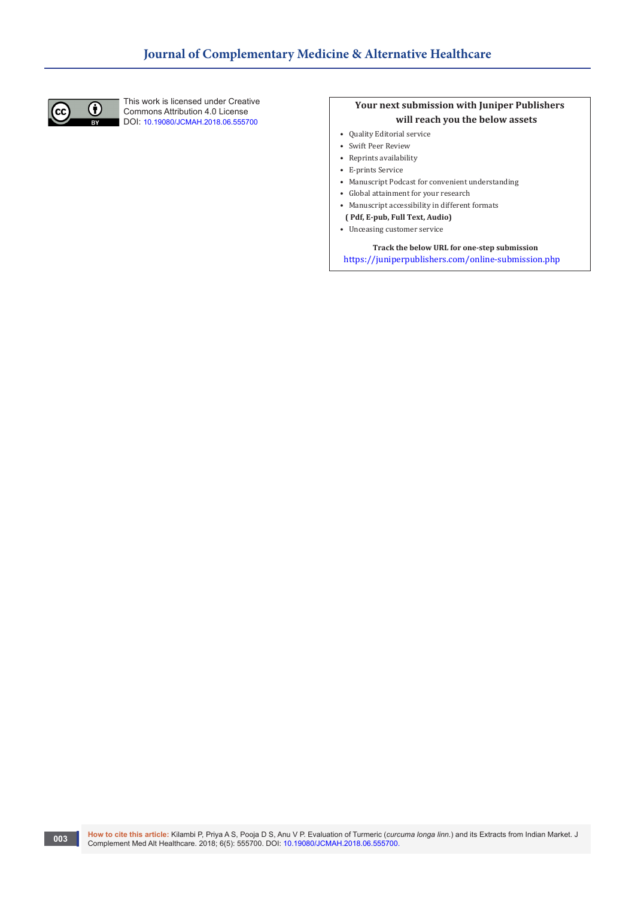This work is licensed under Creative Commons Attribution 4.0 License
DOI: 10.19080/JCMAH.2018.06.555700

**Your next submission with Juniper Publishers will reach you the below assets**

- Quality Editorial service
- Swift Peer Review
- Reprints availability
- E-prints Service
- Manuscript Podcast for convenient understanding
- Global attainment for your research
- Manuscript accessibility in different formats

**( Pdf, E-pub, Full Text, Audio)**

- Unceasing customer service

**Track the below URL for one-step submission**

https://juniperpublishers.com/online-submission.php

**How to cite this article:** Kilambi P, Priya A S, Pooja D S, Anu V P. Evaluation of Turmeric (*curcuma longa linn.*) and its Extracts from Indian Market. J Complement Med Alt Healthcare. 2018; 6(5): 555700. DOI: 10.19080/JCMAH.2018.06.555700.